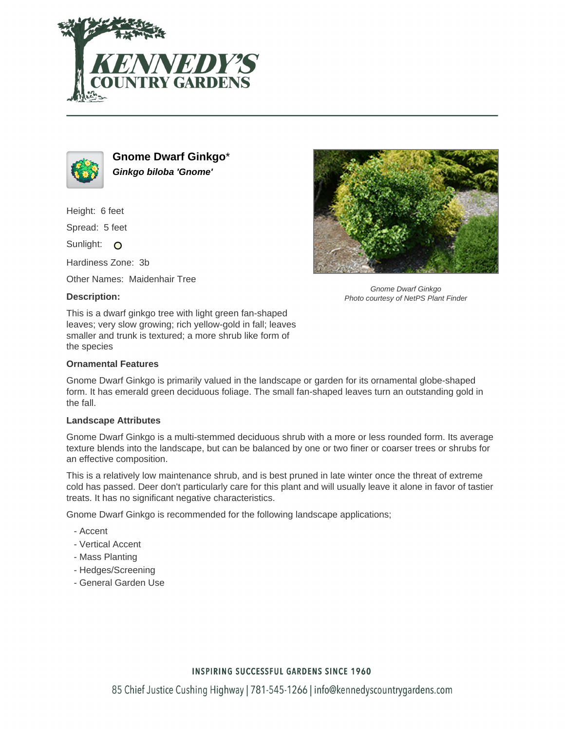## Gnome Dwarf Ginkgo*

***Ginkgo biloba 'Gnome'***

Height: 6 feet

Spread: 5 feet

Sunlight:

Hardiness Zone: 3b

Other Names: Maidenhair Tree

### Description:

This is a dwarf ginkgo tree with light green fan-shaped leaves; very slow growing; rich yellow-gold in fall; leaves smaller and trunk is textured; a more shrub like form of the species

*Gnome Dwarf Ginkgo*
*Photo courtesy of NetPS Plant Finder*

### Ornamental Features

Gnome Dwarf Ginkgo is primarily valued in the landscape or garden for its ornamental globe-shaped form. It has emerald green deciduous foliage. The small fan-shaped leaves turn an outstanding gold in the fall.

### Landscape Attributes

Gnome Dwarf Ginkgo is a multi-stemmed deciduous shrub with a more or less rounded form. Its average texture blends into the landscape, but can be balanced by one or two finer or coarser trees or shrubs for an effective composition.

This is a relatively low maintenance shrub, and is best pruned in late winter once the threat of extreme cold has passed. Deer don't particularly care for this plant and will usually leave it alone in favor of tastier treats. It has no significant negative characteristics.

Gnome Dwarf Ginkgo is recommended for the following landscape applications;

- Accent
- Vertical Accent
- Mass Planting
- Hedges/Screening
- General Garden Use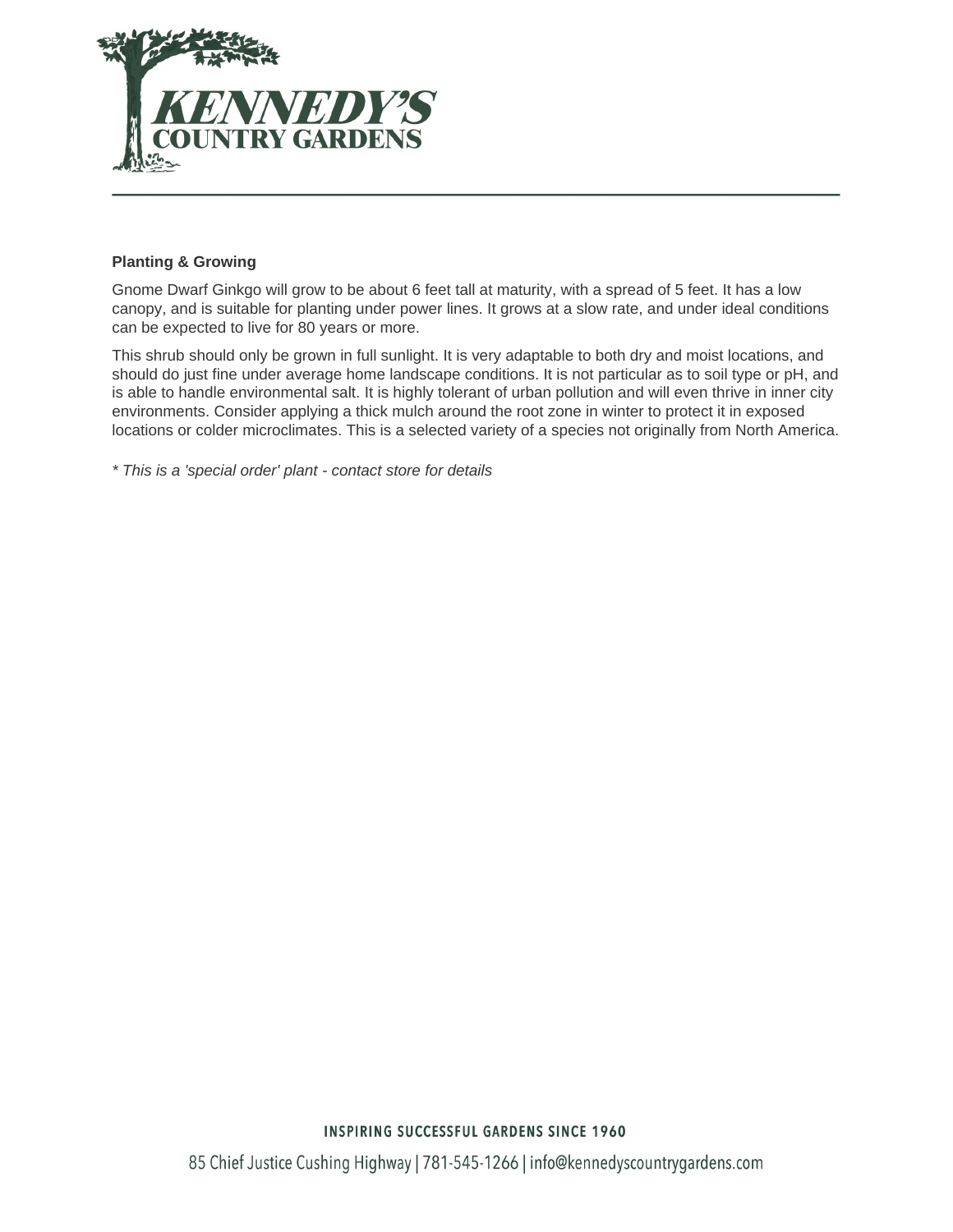**Planting & Growing**

Gnome Dwarf Ginkgo will grow to be about 6 feet tall at maturity, with a spread of 5 feet. It has a low canopy, and is suitable for planting under power lines. It grows at a slow rate, and under ideal conditions can be expected to live for 80 years or more.

This shrub should only be grown in full sunlight. It is very adaptable to both dry and moist locations, and should do just fine under average home landscape conditions. It is not particular as to soil type or pH, and is able to handle environmental salt. It is highly tolerant of urban pollution and will even thrive in inner city environments. Consider applying a thick mulch around the root zone in winter to protect it in exposed locations or colder microclimates. This is a selected variety of a species not originally from North America.

*\* This is a 'special order' plant - contact store for details*